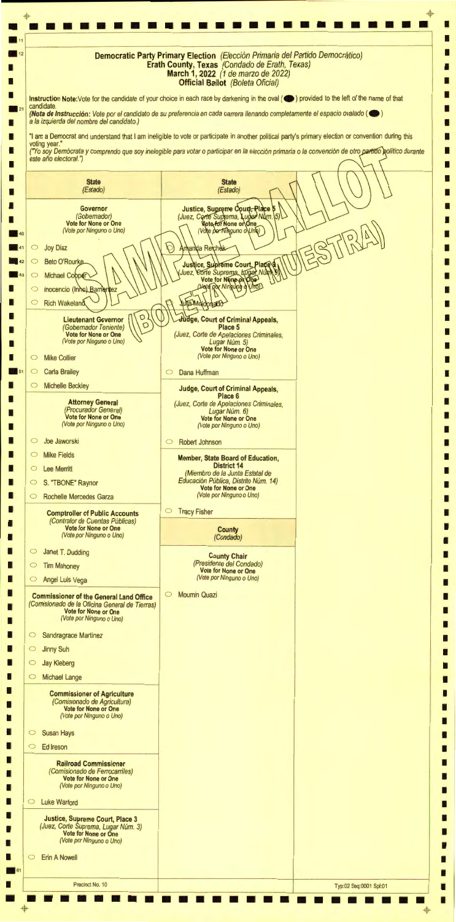# Democratic Party Primary Election *(Elección Primaria del Partido Democrático)*

**Erath County, Texas** *(Condado de Erath, Texas)*

**March 1, 2022** *(1 de marzo de 2022)*

**Official Ballot** *(Boleta Oficial)*

Instruction Note: Vote for the candidate of your choice in each race by darkening in the oval (⬬) provided to the left of the name of that candidate.

***(Nota de Instrucción:** Vote por el candidato de su preferencia en cada carrera llenando completamente el espacio ovalado (⬬) a la izquierda del nombre del candidato.)*

"I am a Democrat and understand that I am ineligible to vote or participate in another political party's primary election or convention during this voting year."

*("Yo soy Demócrata y comprendo que soy inelegible para votar o participar en la elección primaria o la convención de otro partido político durante este año electoral.")*

SAMPLE BALLOT (BOLETA DE MUESTRA)

## State *(Estado)*

### Governor
*(Gobernador)*
**Vote for None or One**
*(Vote por Ninguno o Uno)*

- ◯ Joy Diaz
- ◯ Beto O'Rourke
- ◯ Michael Cooper
- ◯ Inocencio (Inno) Barrientez
- ◯ Rich Wakeland

### Lieutenant Governor
*(Gobernador Teniente)*
**Vote for None or One**
*(Vote por Ninguno o Uno)*

- ◯ Mike Collier
- ◯ Carla Brailey
- ◯ Michelle Beckley

### Attorney General
*(Procurador General)*
**Vote for None or One**
*(Vote por Ninguno o Uno)*

- ◯ Joe Jaworski
- ◯ Mike Fields
- ◯ Lee Merritt
- ◯ S. "TBONE" Raynor
- ◯ Rochelle Mercedes Garza

### Comptroller of Public Accounts
*(Contralor de Cuentas Públicas)*
**Vote for None or One**
*(Vote por Ninguno o Uno)*

- ◯ Janet T. Dudding
- ◯ Tim Mahoney
- ◯ Angel Luis Vega

### Commissioner of the General Land Office
*(Comisionado de la Oficina General de Tierras)*
**Vote for None or One**
*(Vote por Ninguno o Uno)*

- ◯ Sandragrace Martinez
- ◯ Jinny Suh
- ◯ Jay Kleberg
- ◯ Michael Lange

### Commissioner of Agriculture
*(Comisionado de Agricultura)*
**Vote for None or One**
*(Vote por Ninguno o Uno)*

- ◯ Susan Hays
- ◯ Ed Ireson

### Railroad Commissioner
*(Comisionado de Ferrocarriles)*
**Vote for None or One**
*(Vote por Ninguno o Uno)*

- ◯ Luke Warford

### Justice, Supreme Court, Place 3
*(Juez, Corte Suprema, Lugar Núm. 3)*
**Vote for None or One**
*(Vote por Ninguno o Uno)*

- ◯ Erin A Nowell

## State *(Estado)*

### Justice, Supreme Court, Place 5
*(Juez, Corte Suprema, Lugar Núm. 5)*
**Vote for None or One**
*(Vote por Ninguno o Uno)*

- ◯ Amanda Reichek

### Justice, Supreme Court, Place 9
*(Juez, Corte Suprema, Lugar Núm. 9)*
**Vote for None or One**
*(Vote por Ninguno o Uno)*

- ◯ Julia Maldonado

### Judge, Court of Criminal Appeals, Place 5
*(Juez, Corte de Apelaciones Criminales, Lugar Núm. 5)*
**Vote for None or One**
*(Vote por Ninguno o Uno)*

- ◯ Dana Huffman

### Judge, Court of Criminal Appeals, Place 6
*(Juez, Corte de Apelaciones Criminales, Lugar Núm. 6)*
**Vote for None or One**
*(Vote por Ninguno o Uno)*

- ◯ Robert Johnson

### Member, State Board of Education, District 14
*(Miembro de la Junta Estatal de Educación Pública, Distrito Núm. 14)*
**Vote for None or One**
*(Vote por Ninguno o Uno)*

- ◯ Tracy Fisher

## County *(Condado)*

### County Chair
*(Presidente del Condado)*
**Vote for None or One**
*(Vote por Ninguno o Uno)*

- ◯ Moumin Quazi

Precinct No. 10

Typ:02 Seq:0001 Spl:01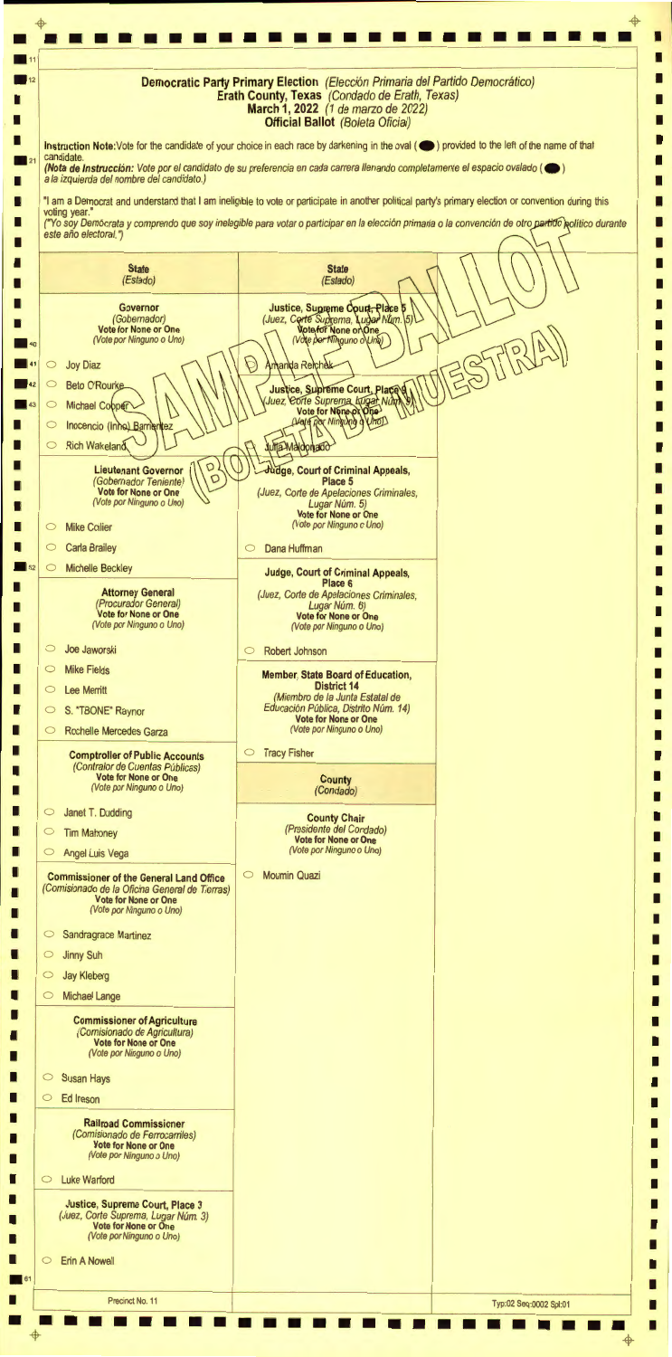# Democratic Party Primary Election *(Elección Primaria del Partido Democrático)*

**Erath County, Texas** *(Condado de Erath, Texas)*

**March 1, 2022** *(1 de marzo de 2022)*

**Official Ballot** *(Boleta Oficial)*

Instruction Note: Vote for the candidate of your choice in each race by darkening in the oval (⬬) provided to the left of the name of that candidate.
*(Nota de Instrucción: Vote por el candidato de su preferencia en cada carrera llenando completamente el espacio ovalado (⬬) a la izquierda del nombre del candidato.)*

"I am a Democrat and understand that I am ineligible to vote or participate in another political party's primary election or convention during this voting year."
*("Yo soy Demócrata y comprendo que soy inelegible para votar o participar en la elección primaria o la convención de otro partido político durante este año electoral.")*

SAMPLE BALLOT (BOLETA DE MUESTRA)

## State *(Estado)*

### Governor
*(Gobernador)*
**Vote for None or One**
*(Vote por Ninguno o Uno)*

- ○ Joy Diaz
- ○ Beto O'Rourke
- ○ Michael Cooper
- ○ Inocencio (Inno) Barrientez
- ○ Rich Wakeland

### Lieutenant Governor
*(Gobernador Teniente)*
**Vote for None or One**
*(Vote por Ninguno o Uno)*

- ○ Mike Collier
- ○ Carla Brailey
- ○ Michelle Beckley

### Attorney General
*(Procurador General)*
**Vote for None or One**
*(Vote por Ninguno o Uno)*

- ○ Joe Jaworski
- ○ Mike Fields
- ○ Lee Merritt
- ○ S. "TBONE" Raynor
- ○ Rochelle Mercedes Garza

### Comptroller of Public Accounts
*(Contralor de Cuentas Públicas)*
**Vote for None or One**
*(Vote por Ninguno o Uno)*

- ○ Janet T. Dudding
- ○ Tim Mahoney
- ○ Angel Luis Vega

### Commissioner of the General Land Office
*(Comisionado de la Oficina General de Tierras)*
**Vote for None or One**
*(Vote por Ninguno o Uno)*

- ○ Sandragrace Martinez
- ○ Jinny Suh
- ○ Jay Kleberg
- ○ Michael Lange

### Commissioner of Agriculture
*(Comisionado de Agricultura)*
**Vote for None or One**
*(Vote por Ninguno o Uno)*

- ○ Susan Hays
- ○ Ed Ireson

### Railroad Commissioner
*(Comisionado de Ferrocarriles)*
**Vote for None or One**
*(Vote por Ninguno o Uno)*

- ○ Luke Warford

### Justice, Supreme Court, Place 3
*(Juez, Corte Suprema, Lugar Núm. 3)*
**Vote for None or One**
*(Vote por Ninguno o Uno)*

- ○ Erin A Nowell

## State *(Estado)*

### Justice, Supreme Court, Place 5
*(Juez, Corte Suprema, Lugar Núm. 5)*
**Vote for None or One**
*(Vote por Ninguno o Uno)*

- ○ Amanda Reichek

### Justice, Supreme Court, Place 9
*(Juez, Corte Suprema, Lugar Núm. 9)*
**Vote for None or One**
*(Vote por Ninguno o Uno)*

- ○ Julia Maldonado

### Judge, Court of Criminal Appeals, Place 5
*(Juez, Corte de Apelaciones Criminales, Lugar Núm. 5)*
**Vote for None or One**
*(Vote por Ninguno o Uno)*

- ○ Dana Huffman

### Judge, Court of Criminal Appeals, Place 6
*(Juez, Corte de Apelaciones Criminales, Lugar Núm. 6)*
**Vote for None or One**
*(Vote por Ninguno o Uno)*

- ○ Robert Johnson

### Member, State Board of Education, District 14
*(Miembro de la Junta Estatal de Educación Pública, Distrito Núm. 14)*
**Vote for None or One**
*(Vote por Ninguno o Uno)*

- ○ Tracy Fisher

## County *(Condado)*

### County Chair
*(Presidente del Condado)*
**Vote for None or One**
*(Vote por Ninguno o Uno)*

- ○ Moumin Quazi

Precinct No. 11

Typ:02 Seq:0002 Spl:01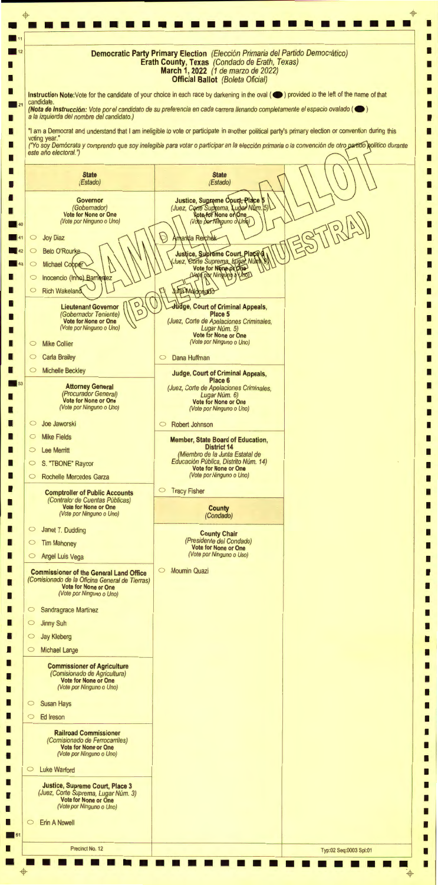# Democratic Party Primary Election *(Elección Primaria del Partido Democrático)*
## Erath County, Texas *(Condado de Erath, Texas)*
## March 1, 2022 *(1 de marzo de 2022)*
## Official Ballot *(Boleta Oficial)*

**Instruction Note:** Vote for the candidate of your choice in each race by darkening in the oval (⬬) provided to the left of the name of that candidate.
***(Nota de Instrucción:** Vote por el candidato de su preferencia en cada carrera llenando completamente el espacio ovalado (⬬) a la izquierda del nombre del candidato.)*

"I am a Democrat and understand that I am ineligible to vote or participate in another political party's primary election or convention during this voting year."
*("Yo soy Demócrata y comprendo que soy inelegible para votar o participar en la elección primaria o la convención de otro partido político durante este año electoral.")*

SAMPLE BALLOT (BOLETA DE MUESTRA)

### State *(Estado)*

**Governor**
*(Gobernador)*
**Vote for None or One**
*(Vote por Ninguno o Uno)*

- ○ Joy Diaz
- ○ Beto O'Rourke
- ○ Michael Cooper
- ○ Inocencio (Inno) Barrientez
- ○ Rich Wakeland

**Lieutenant Governor**
*(Gobernador Teniente)*
**Vote for None or One**
*(Vote por Ninguno o Uno)*

- ○ Mike Collier
- ○ Carla Brailey
- ○ Michelle Beckley

**Attorney General**
*(Procurador General)*
**Vote for None or One**
*(Vote por Ninguno o Uno)*

- ○ Joe Jaworski
- ○ Mike Fields
- ○ Lee Merritt
- ○ S. "TBONE" Raynor
- ○ Rochelle Mercedes Garza

**Comptroller of Public Accounts**
*(Contralor de Cuentas Públicas)*
**Vote for None or One**
*(Vote por Ninguno o Uno)*

- ○ Janet T. Dudding
- ○ Tim Mahoney
- ○ Angel Luis Vega

**Commissioner of the General Land Office**
*(Comisionado de la Oficina General de Tierras)*
**Vote for None or One**
*(Vote por Ninguno o Uno)*

- ○ Sandragrace Martinez
- ○ Jinny Suh
- ○ Jay Kleberg
- ○ Michael Lange

**Commissioner of Agriculture**
*(Comisionado de Agricultura)*
**Vote for None or One**
*(Vote por Ninguno o Uno)*

- ○ Susan Hays
- ○ Ed Ireson

**Railroad Commissioner**
*(Comisionado de Ferrocarriles)*
**Vote for None or One**
*(Vote por Ninguno o Uno)*

- ○ Luke Warford

**Justice, Supreme Court, Place 3**
*(Juez, Corte Suprema, Lugar Núm. 3)*
**Vote for None or One**
*(Vote por Ninguno o Uno)*

- ○ Erin A Nowell

### State *(Estado)*

**Justice, Supreme Court, Place 5**
*(Juez, Corte Suprema, Lugar Núm. 5)*
**Vote for None or One**
*(Vote por Ninguno o Uno)*

- ○ Amanda Reichek

**Justice, Supreme Court, Place 9**
*(Juez, Corte Suprema, Lugar Núm. 9)*
**Vote for None or One**
*(Vote por Ninguno o Uno)*

- ○ Julia Maldonado

**Judge, Court of Criminal Appeals, Place 5**
*(Juez, Corte de Apelaciones Criminales, Lugar Núm. 5)*
**Vote for None or One**
*(Vote por Ninguno o Uno)*

- ○ Dana Huffman

**Judge, Court of Criminal Appeals, Place 6**
*(Juez, Corte de Apelaciones Criminales, Lugar Núm. 6)*
**Vote for None or One**
*(Vote por Ninguno o Uno)*

- ○ Robert Johnson

**Member, State Board of Education, District 14**
*(Miembro de la Junta Estatal de Educación Pública, Distrito Núm. 14)*
**Vote for None or One**
*(Vote por Ninguno o Uno)*

- ○ Tracy Fisher

### County *(Condado)*

**County Chair**
*(Presidente del Condado)*
**Vote for None or One**
*(Vote por Ninguno o Uno)*

- ○ Moumin Quazi

Precinct No. 12

Typ:02 Seq:0003 Spl:01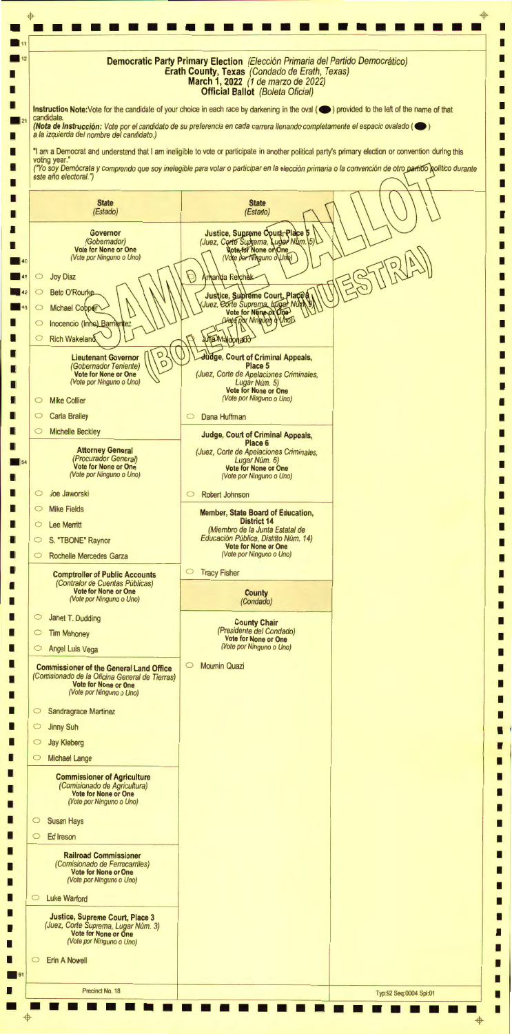# Democratic Party Primary Election *(Elección Primaria del Partido Democrático)*

## Erath County, Texas *(Condado de Erath, Texas)*

**March 1, 2022** *(1 de marzo de 2022)*

**Official Ballot** *(Boleta Oficial)*

Instruction Note: Vote for the candidate of your choice in each race by darkening in the oval (⬤) provided to the left of the name of that candidate.
*(Nota de Instrucción: Vote por el candidato de su preferencia en cada carrera llenando completamente el espacio ovalado (⬤) a la izquierda del nombre del candidato.)*

"I am a Democrat and understand that I am ineligible to vote or participate in another political party's primary election or convention during this voting year."
*("Yo soy Demócrata y comprendo que soy inelegible para votar o participar en la elección primaria o la convención de otro partido político durante este año electoral.")*

SAMPLE BALLOT (BOLETA DE MUESTRA)

### State *(Estado)*

**Governor**
*(Gobernador)*
**Vote for None or One**
*(Vote por Ninguno o Uno)*

- ○ Joy Diaz
- ○ Beto O'Rourke
- ○ Michael Cooper
- ○ Inocencio (Inno) Barrientez
- ○ Rich Wakeland

**Lieutenant Governor**
*(Gobernador Teniente)*
**Vote for None or One**
*(Vote por Ninguno o Uno)*

- ○ Mike Collier
- ○ Carla Brailey
- ○ Michelle Beckley

**Attorney General**
*(Procurador General)*
**Vote for None or One**
*(Vote por Ninguno o Uno)*

- ○ Joe Jaworski
- ○ Mike Fields
- ○ Lee Merritt
- ○ S. "TBONE" Raynor
- ○ Rochelle Mercedes Garza

**Comptroller of Public Accounts**
*(Contralor de Cuentas Públicas)*
**Vote for None or One**
*(Vote por Ninguno o Uno)*

- ○ Janet T. Dudding
- ○ Tim Mahoney
- ○ Angel Luis Vega

**Commissioner of the General Land Office**
*(Comisionado de la Oficina General de Tierras)*
**Vote for None or One**
*(Vote por Ninguno o Uno)*

- ○ Sandragrace Martinez
- ○ Jinny Suh
- ○ Jay Kleberg
- ○ Michael Lange

**Commissioner of Agriculture**
*(Comisionado de Agricultura)*
**Vote for None or One**
*(Vote por Ninguno o Uno)*

- ○ Susan Hays
- ○ Ed Ireson

**Railroad Commissioner**
*(Comisionado de Ferrocarriles)*
**Vote for None or One**
*(Vote por Ninguno o Uno)*

- ○ Luke Warford

**Justice, Supreme Court, Place 3**
*(Juez, Corte Suprema, Lugar Núm. 3)*
**Vote for None or One**
*(Vote por Ninguno o Uno)*

- ○ Erin A Nowell

### State *(Estado)*

**Justice, Supreme Court, Place 5**
*(Juez, Corte Suprema, Lugar Núm. 5)*
**Vote for None or One**
*(Vote por Ninguno o Uno)*

- ○ Amanda Reichek

**Justice, Supreme Court, Place 9**
*(Juez, Corte Suprema, Lugar Núm. 9)*
**Vote for None or One**
*(Vote por Ninguno o Uno)*

- ○ Julia Maldonado

**Judge, Court of Criminal Appeals, Place 5**
*(Juez, Corte de Apelaciones Criminales, Lugar Núm. 5)*
**Vote for None or One**
*(Vote por Ninguno o Uno)*

- ○ Dana Huffman

**Judge, Court of Criminal Appeals, Place 6**
*(Juez, Corte de Apelaciones Criminales, Lugar Núm. 6)*
**Vote for None or One**
*(Vote por Ninguno o Uno)*

- ○ Robert Johnson

**Member, State Board of Education, District 14**
*(Miembro de la Junta Estatal de Educación Pública, Distrito Núm. 14)*
**Vote for None or One**
*(Vote por Ninguno o Uno)*

- ○ Tracy Fisher

### County *(Condado)*

**County Chair**
*(Presidente del Condado)*
**Vote for None or One**
*(Vote por Ninguno o Uno)*

- ○ Moumin Quazi

Precinct No. 18

Typ:92 Seq:0004 Spl:01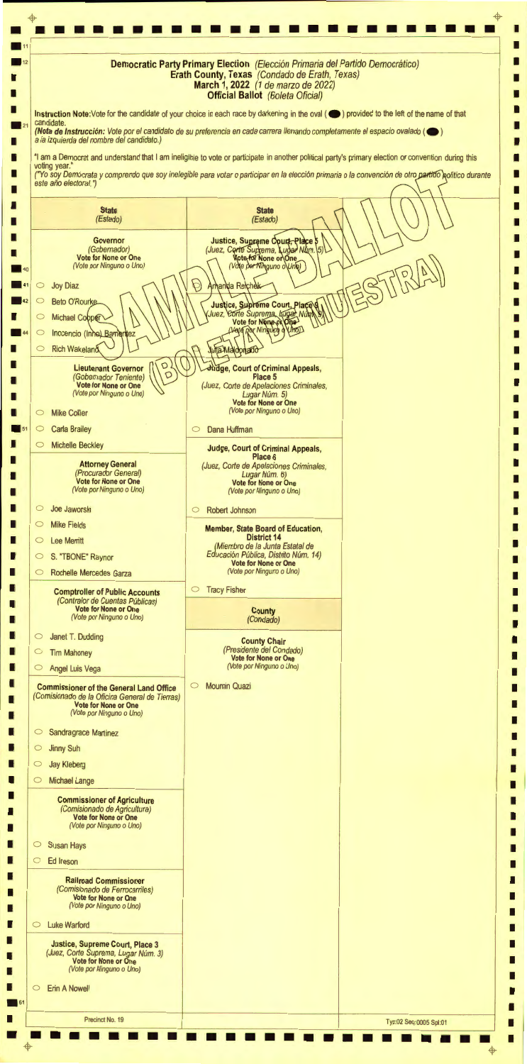# Democratic Party Primary Election *(Elección Primaria del Partido Democrático)*

## Erath County, Texas *(Condado de Erath, Texas)*

**March 1, 2022** *(1 de marzo de 2022)*

**Official Ballot** *(Boleta Oficial)*

Instruction Note: Vote for the candidate of your choice in each race by darkening in the oval (⬤) provided to the left of the name of that candidate.
*(Nota de Instrucción: Vote por el candidato de su preferencia en cada carrera llenando completamente el espacio ovalado (⬤) a la izquierda del nombre del candidato.)*

"I am a Democrat and understand that I am ineligible to vote or participate in another political party's primary election or convention during this voting year."
*("Yo soy Demócrata y comprendo que soy inelegible para votar o participar en la elección primaria o la convención de otro partido político durante este año electoral.")*

SAMPLE BALLOT (BOLETA DE MUESTRA)

### State *(Estado)*

**Governor**
*(Gobernador)*
**Vote for None or One**
*(Vote por Ninguno o Uno)*

- ○ Joy Diaz
- ○ Beto O'Rourke
- ○ Michael Cooper
- ○ Inocencio (Inno) Barrientez
- ○ Rich Wakeland

**Lieutenant Governor**
*(Gobernador Teniente)*
**Vote for None or One**
*(Vote por Ninguno o Uno)*

- ○ Mike Collier
- ○ Carla Brailey
- ○ Michelle Beckley

**Attorney General**
*(Procurador General)*
**Vote for None or One**
*(Vote por Ninguno o Uno)*

- ○ Joe Jaworski
- ○ Mike Fields
- ○ Lee Merritt
- ○ S. "TBONE" Raynor
- ○ Rochelle Mercedes Garza

**Comptroller of Public Accounts**
*(Contralor de Cuentas Públicas)*
**Vote for None or One**
*(Vote por Ninguno o Uno)*

- ○ Janet T. Dudding
- ○ Tim Mahoney
- ○ Angel Luis Vega

**Commissioner of the General Land Office**
*(Comisionado de la Oficina General de Tierras)*
**Vote for None or One**
*(Vote por Ninguno o Uno)*

- ○ Sandragrace Martinez
- ○ Jinny Suh
- ○ Jay Kleberg
- ○ Michael Lange

**Commissioner of Agriculture**
*(Comisionado de Agricultura)*
**Vote for None or One**
*(Vote por Ninguno o Uno)*

- ○ Susan Hays
- ○ Ed Ireson

**Railroad Commissioner**
*(Comisionado de Ferrocarriles)*
**Vote for None or One**
*(Vote por Ninguno o Uno)*

- ○ Luke Warford

**Justice, Supreme Court, Place 3**
*(Juez, Corte Suprema, Lugar Núm. 3)*
**Vote for None or One**
*(Vote por Ninguno o Uno)*

- ○ Erin A Nowell

### State *(Estado)*

**Justice, Supreme Court, Place 5**
*(Juez, Corte Suprema, Lugar Núm. 5)*
**Vote for None or One**
*(Vote por Ninguno o Uno)*

- ○ Amanda Reichek

**Justice, Supreme Court, Place 9**
*(Juez, Corte Suprema, Lugar Núm. 9)*
**Vote for None or One**
*(Vote por Ninguno o Uno)*

- ○ Julia Maldonado

**Judge, Court of Criminal Appeals, Place 5**
*(Juez, Corte de Apelaciones Criminales, Lugar Núm. 5)*
**Vote for None or One**
*(Vote por Ninguno o Uno)*

- ○ Dana Huffman

**Judge, Court of Criminal Appeals, Place 6**
*(Juez, Corte de Apelaciones Criminales, Lugar Núm. 6)*
**Vote for None or One**
*(Vote por Ninguno o Uno)*

- ○ Robert Johnson

**Member, State Board of Education, District 14**
*(Miembro de la Junta Estatal de Educación Pública, Distrito Núm. 14)*
**Vote for None or One**
*(Vote por Ninguno o Uno)*

- ○ Tracy Fisher

### County *(Condado)*

**County Chair**
*(Presidente del Condado)*
**Vote for None or One**
*(Vote por Ninguno o Uno)*

- ○ Mouman Quazi

Precinct No. 19

Typ:02 Seq:0005 Spl:01